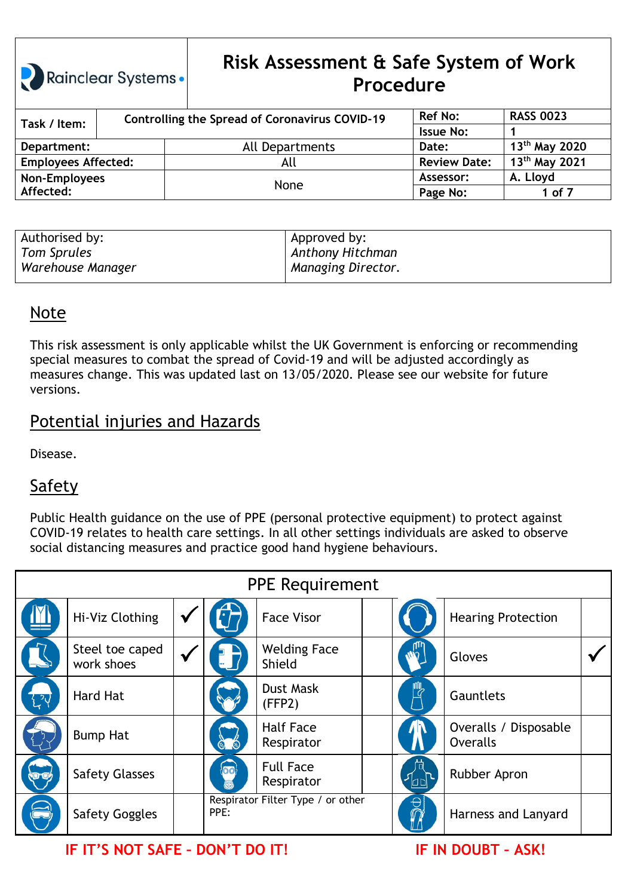# Rainclear Systems

# Risk Assessment & Safe System of Work Procedure

| Task / Item: | Controlling the Spread of Coronavirus COVID-19 | Ref No: | RASS 0023 |
|---|---|---|---|
| | | Issue No: | 1 |
| Department: | All Departments | Date: | 13th May 2020 |
| Employees Affected: | All | Review Date: | 13th May 2021 |
| Non-Employees Affected: | None | Assessor: | A. Lloyd |
| | | Page No: | 1 of 7 |

| Authorised by: | Approved by: |
|---|---|
| *Tom Sprules* | *Anthony Hitchman* |
| *Warehouse Manager* | *Managing Director.* |

## Note

This risk assessment is only applicable whilst the UK Government is enforcing or recommending special measures to combat the spread of Covid-19 and will be adjusted accordingly as measures change. This was updated last on 13/05/2020. Please see our website for future versions.

## Potential injuries and Hazards

Disease.

## Safety

Public Health guidance on the use of PPE (personal protective equipment) to protect against COVID-19 relates to health care settings. In all other settings individuals are asked to observe social distancing measures and practice good hand hygiene behaviours.

| PPE Requirement | | | | | |
|---|---|---|---|---|---|
| Hi-Viz Clothing | ✓ | Face Visor | | Hearing Protection | |
| Steel toe caped work shoes | ✓ | Welding Face Shield | | Gloves | ✓ |
| Hard Hat | | Dust Mask (FFP2) | | Gauntlets | |
| Bump Hat | | Half Face Respirator | | Overalls / Disposable Overalls | |
| Safety Glasses | | Full Face Respirator | | Rubber Apron | |
| Safety Goggles | | Respirator Filter Type / or other PPE: | | Harness and Lanyard | |

**IF IT'S NOT SAFE – DON'T DO IT!** **IF IN DOUBT – ASK!**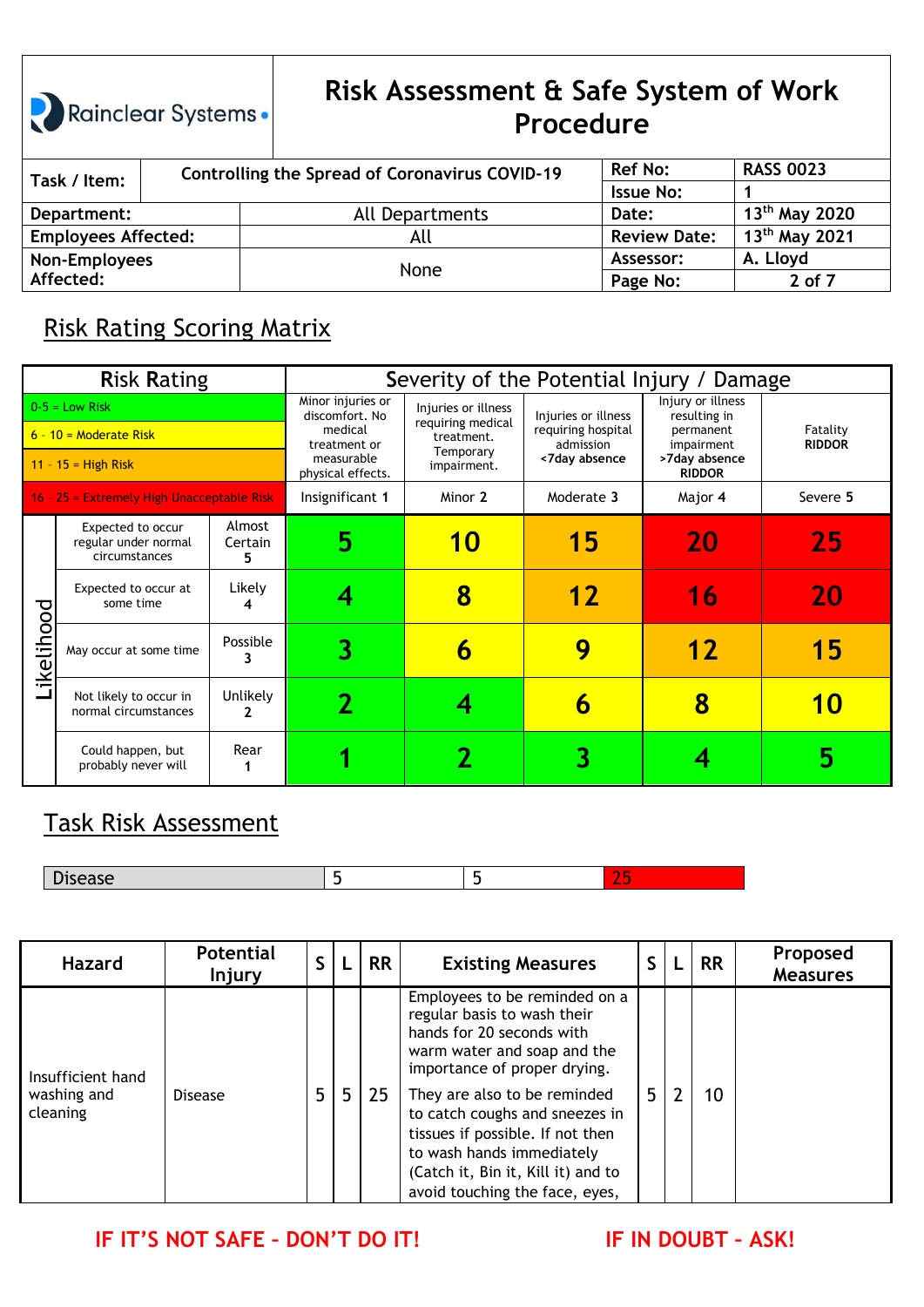# Risk Assessment & Safe System of Work Procedure

Rainclear Systems

| Task / Item: | Controlling the Spread of Coronavirus COVID-19 | Ref No: | RASS 0023 |
|---|---|---|---|
| | | Issue No: | 1 |
| Department: | All Departments | Date: | 13th May 2020 |
| Employees Affected: | All | Review Date: | 13th May 2021 |
| Non-Employees Affected: | None | Assessor: | A. Lloyd |

## Risk Rating Scoring Matrix

| Risk Rating | | | Severity of the Potential Injury / Damage | | | | |
|---|---|---|---|---|---|---|---|
| 0-5 = Low Risk; 6 - 10 = Moderate Risk; 11 - 15 = High Risk | | | Minor injuries or discomfort. No medical treatment or measurable physical effects. | Injuries or illness requiring medical treatment. Temporary impairment. | Injuries or illness requiring hospital admission <7day absence | Injury or illness resulting in permanent impairment >7day absence RIDDOR | Fatality RIDDOR |
| 16 - 25 = Extremely High Unacceptable Risk | | | Insignificant 1 | Minor 2 | Moderate 3 | Major 4 | Severe 5 |
| Likelihood | Expected to occur regular under normal circumstances | Almost Certain 5 | 5 | 10 | 15 | 20 | 25 |
| | Expected to occur at some time | Likely 4 | 4 | 8 | 12 | 16 | 20 |
| | May occur at some time | Possible 3 | 3 | 6 | 9 | 12 | 15 |
| | Not likely to occur in normal circumstances | Unlikely 2 | 2 | 4 | 6 | 8 | 10 |
| | Could happen, but probably never will | Rear 1 | 1 | 2 | 3 | 4 | 5 |

## Task Risk Assessment

| Disease | 5 | 5 | 25 |
|---|---|---|---|

| Hazard | Potential Injury | S | L | RR | Existing Measures | S | L | RR | Proposed Measures |
|---|---|---|---|---|---|---|---|---|---|
| Insufficient hand washing and cleaning | Disease | 5 | 5 | 25 | Employees to be reminded on a regular basis to wash their hands for 20 seconds with warm water and soap and the importance of proper drying. They are also to be reminded to catch coughs and sneezes in tissues if possible. If not then to wash hands immediately (Catch it, Bin it, Kill it) and to avoid touching the face, eyes, | 5 | 2 | 10 | |

**IF IT'S NOT SAFE – DON'T DO IT!** **IF IN DOUBT – ASK!**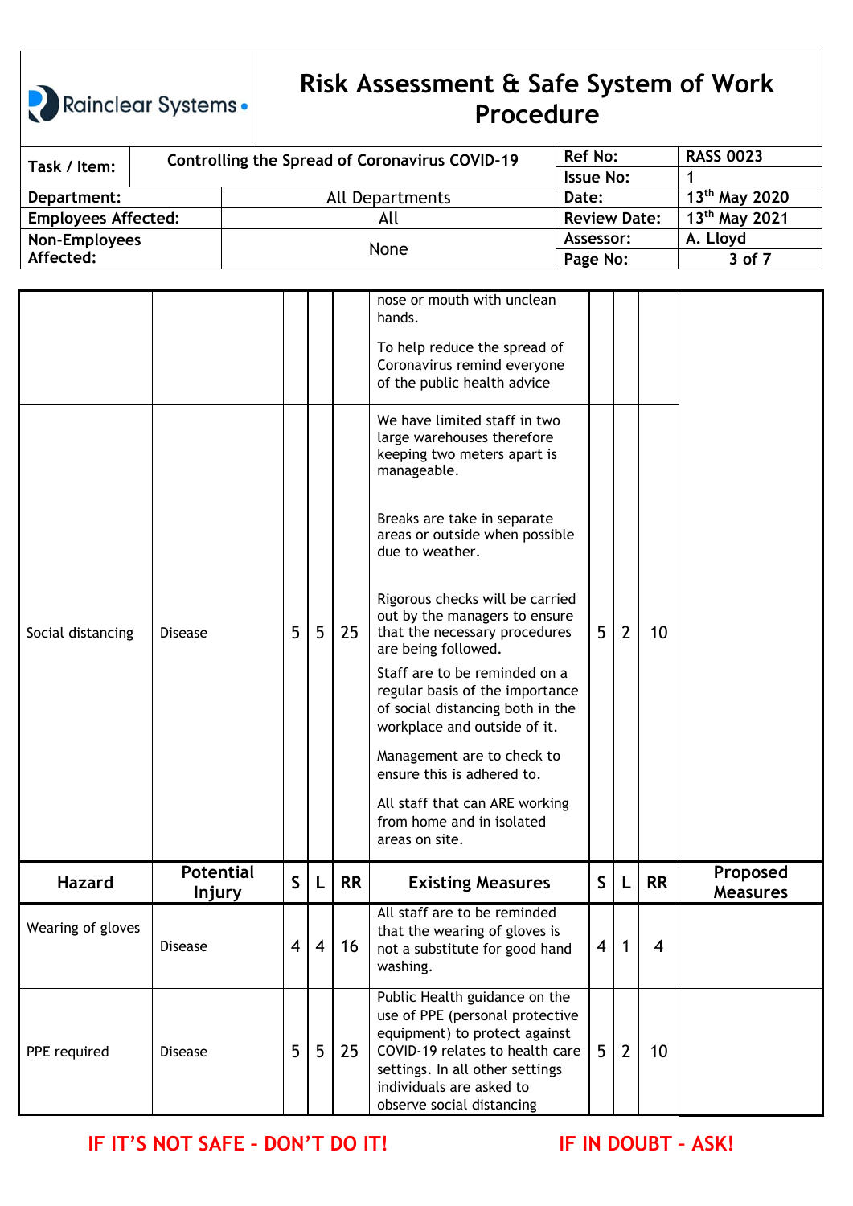# Risk Assessment & Safe System of Work Procedure

Rainclear Systems

| Task / Item: | Controlling the Spread of Coronavirus COVID-19 | Ref No: | RASS 0023 |
|---|---|---|---|
| | | Issue No: | 1 |
| Department: | All Departments | Date: | 13th May 2020 |
| Employees Affected: | All | Review Date: | 13th May 2021 |
| Non-Employees Affected: | None | Assessor: | A. Lloyd |
| | | Page No: | 3 of 7 |

| Hazard | Potential Injury | S | L | RR | Existing Measures | S | L | RR | Proposed Measures |
|---|---|---|---|---|---|---|---|---|---|
| | | | | | nose or mouth with unclean hands.<br><br>To help reduce the spread of Coronavirus remind everyone of the public health advice | | | | |
| Social distancing | Disease | 5 | 5 | 25 | We have limited staff in two large warehouses therefore keeping two meters apart is manageable.<br><br>Breaks are take in separate areas or outside when possible due to weather.<br><br>Rigorous checks will be carried out by the managers to ensure that the necessary procedures are being followed.<br><br>Staff are to be reminded on a regular basis of the importance of social distancing both in the workplace and outside of it.<br><br>Management are to check to ensure this is adhered to.<br><br>All staff that can ARE working from home and in isolated areas on site. | 5 | 2 | 10 | |
| Wearing of gloves | Disease | 4 | 4 | 16 | All staff are to be reminded that the wearing of gloves is not a substitute for good hand washing. | 4 | 1 | 4 | |
| PPE required | Disease | 5 | 5 | 25 | Public Health guidance on the use of PPE (personal protective equipment) to protect against COVID-19 relates to health care settings. In all other settings individuals are asked to observe social distancing | 5 | 2 | 10 | |

**IF IT'S NOT SAFE – DON'T DO IT!** **IF IN DOUBT – ASK!**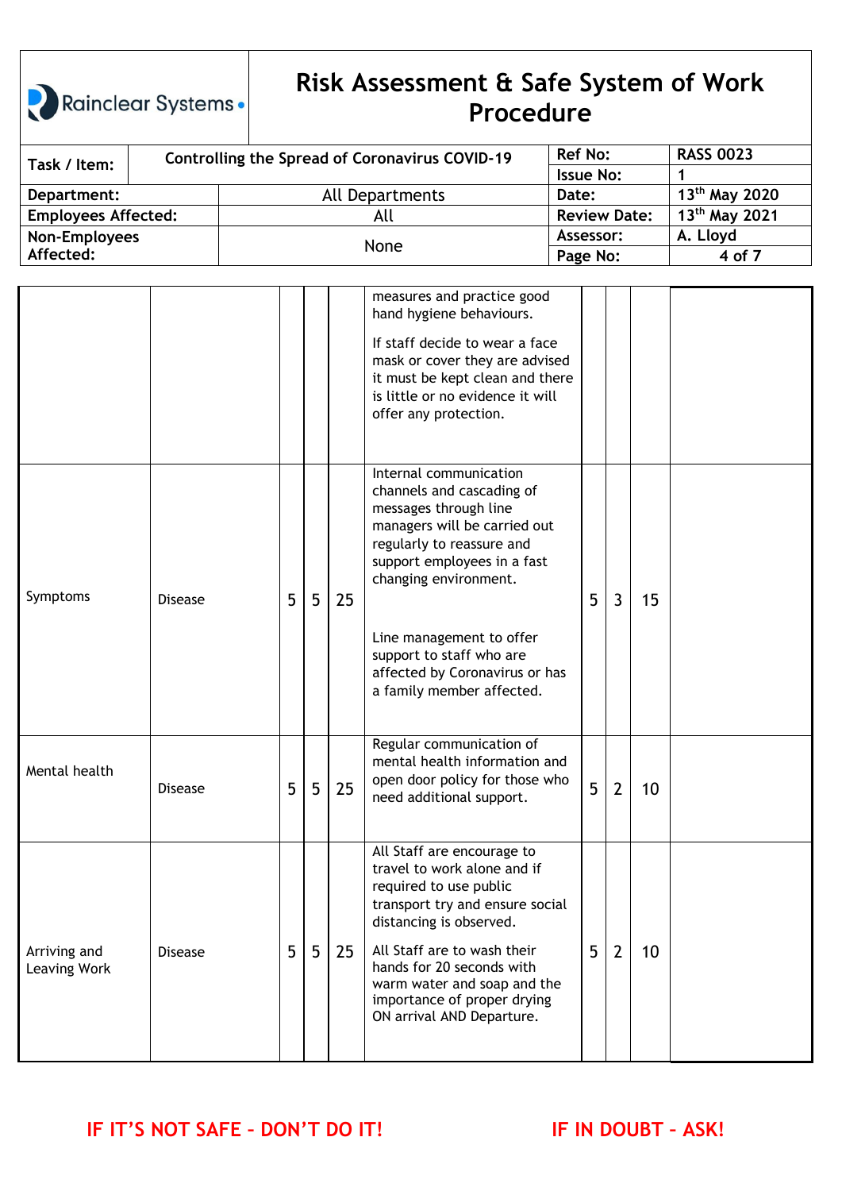| | | | | | | | | | |
|---|---|---|---|---|---|---|---|---|---|
| Task / Item: | Controlling the Spread of Coronavirus COVID-19 | | | | Ref No: | RASS 0023 | | | |
| | | | | | Issue No: | 1 | | | |
| Department: | All Departments | | | | Date: | 13th May 2020 | | | |
| Employees Affected: | All | | | | Review Date: | 13th May 2021 | | | |
| Non-Employees Affected: | None | | | | Assessor: | A. Lloyd | | | |

| | | | | | | | | | |
|---|---|---|---|---|---|---|---|---|---|
| | | | | | measures and practice good hand hygiene behaviours.<br><br>If staff decide to wear a face mask or cover they are advised it must be kept clean and there is little or no evidence it will offer any protection. | | | | |
| Symptoms | Disease | 5 | 5 | 25 | Internal communication channels and cascading of messages through line managers will be carried out regularly to reassure and support employees in a fast changing environment.<br><br>Line management to offer support to staff who are affected by Coronavirus or has a family member affected. | 5 | 3 | 15 | |
| Mental health | Disease | 5 | 5 | 25 | Regular communication of mental health information and open door policy for those who need additional support. | 5 | 2 | 10 | |
| Arriving and Leaving Work | Disease | 5 | 5 | 25 | All Staff are encourage to travel to work alone and if required to use public transport try and ensure social distancing is observed.<br><br>All Staff are to wash their hands for 20 seconds with warm water and soap and the importance of proper drying ON arrival AND Departure. | 5 | 2 | 10 | |

**IF IT'S NOT SAFE – DON'T DO IT!** **IF IN DOUBT – ASK!**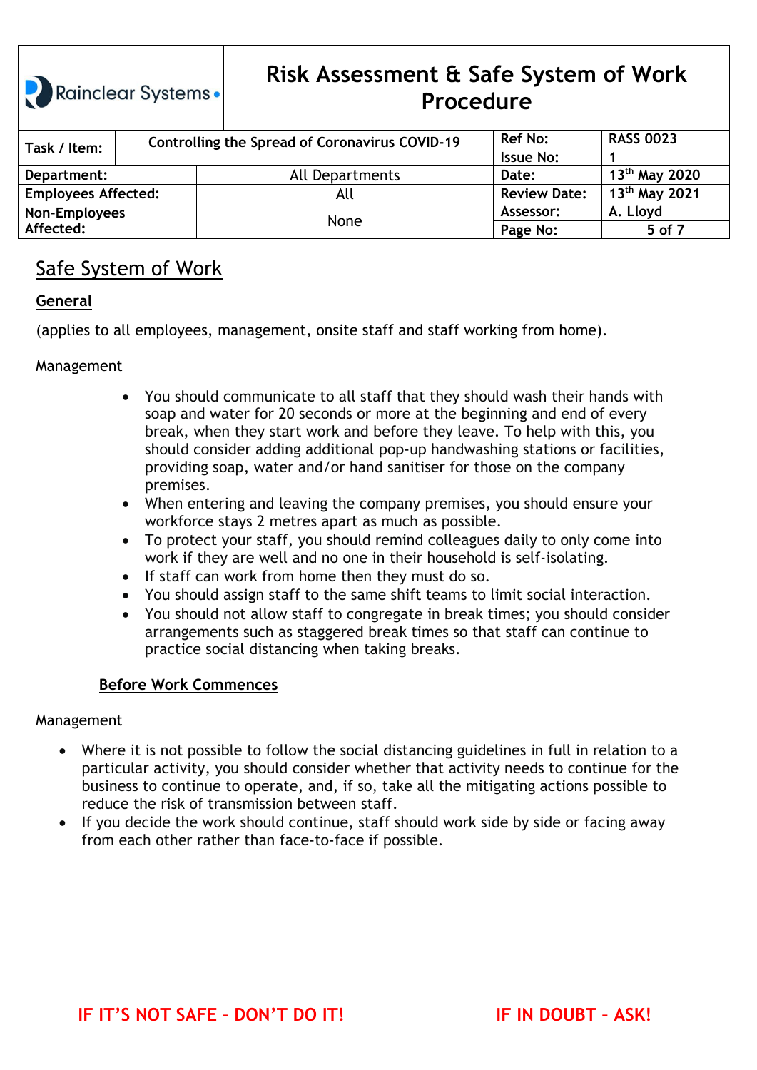# Risk Assessment & Safe System of Work Procedure

| Task / Item: | Controlling the Spread of Coronavirus COVID-19 | Ref No: | RASS 0023 |
|---|---|---|---|
| | | Issue No: | 1 |
| Department: | All Departments | Date: | 13th May 2020 |
| Employees Affected: | All | Review Date: | 13th May 2021 |
| Non-Employees Affected: | None | Assessor: | A. Lloyd |

## Safe System of Work

### General

(applies to all employees, management, onsite staff and staff working from home).

Management

- You should communicate to all staff that they should wash their hands with soap and water for 20 seconds or more at the beginning and end of every break, when they start work and before they leave. To help with this, you should consider adding additional pop-up handwashing stations or facilities, providing soap, water and/or hand sanitiser for those on the company premises.
- When entering and leaving the company premises, you should ensure your workforce stays 2 metres apart as much as possible.
- To protect your staff, you should remind colleagues daily to only come into work if they are well and no one in their household is self-isolating.
- If staff can work from home then they must do so.
- You should assign staff to the same shift teams to limit social interaction.
- You should not allow staff to congregate in break times; you should consider arrangements such as staggered break times so that staff can continue to practice social distancing when taking breaks.

### Before Work Commences

Management

- Where it is not possible to follow the social distancing guidelines in full in relation to a particular activity, you should consider whether that activity needs to continue for the business to continue to operate, and, if so, take all the mitigating actions possible to reduce the risk of transmission between staff.
- If you decide the work should continue, staff should work side by side or facing away from each other rather than face-to-face if possible.

**IF IT'S NOT SAFE – DON'T DO IT!** **IF IN DOUBT – ASK!**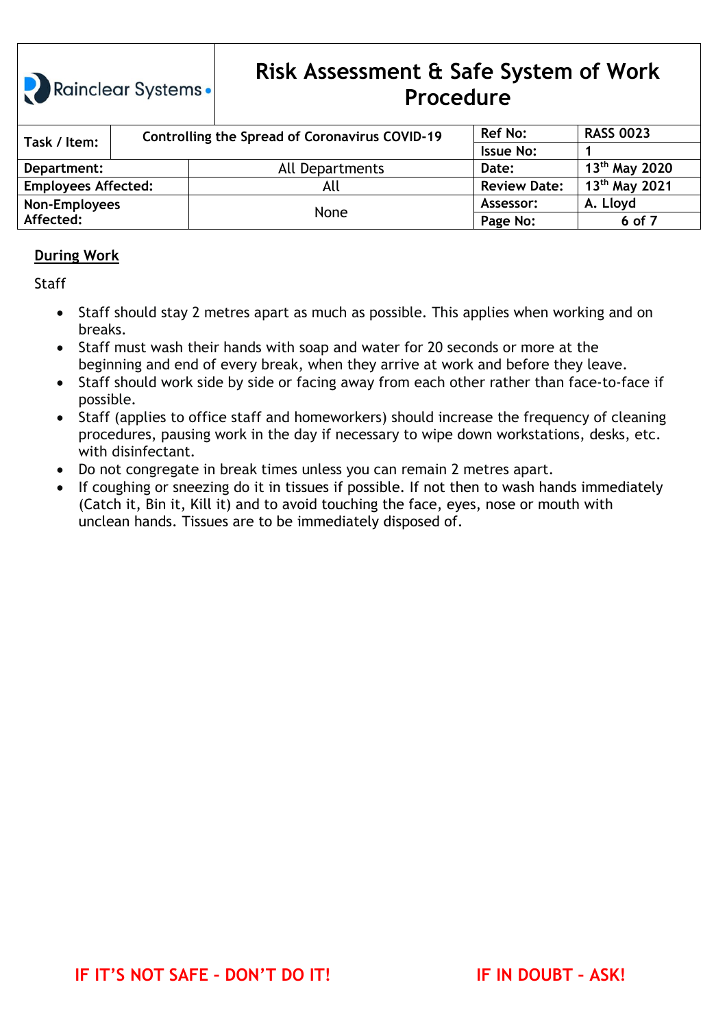## During Work

Staff

- Staff should stay 2 metres apart as much as possible. This applies when working and on breaks.
- Staff must wash their hands with soap and water for 20 seconds or more at the beginning and end of every break, when they arrive at work and before they leave.
- Staff should work side by side or facing away from each other rather than face-to-face if possible.
- Staff (applies to office staff and homeworkers) should increase the frequency of cleaning procedures, pausing work in the day if necessary to wipe down workstations, desks, etc. with disinfectant.
- Do not congregate in break times unless you can remain 2 metres apart.
- If coughing or sneezing do it in tissues if possible. If not then to wash hands immediately (Catch it, Bin it, Kill it) and to avoid touching the face, eyes, nose or mouth with unclean hands. Tissues are to be immediately disposed of.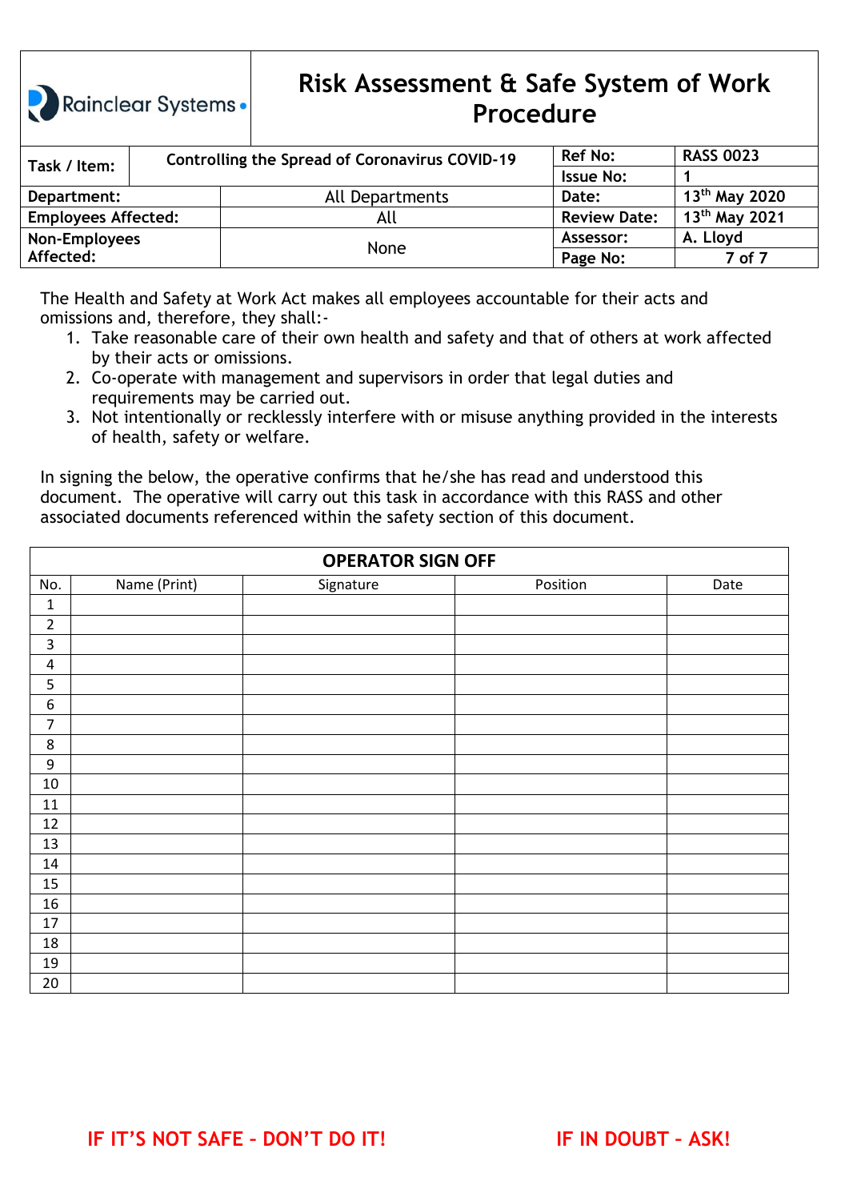Rainclear Systems

# Risk Assessment & Safe System of Work Procedure

| | | | |
|---|---|---|---|
| **Task / Item:** | **Controlling the Spread of Coronavirus COVID-19** | **Ref No:** | **RASS 0023** |
| | | **Issue No:** | **1** |
| **Department:** | All Departments | **Date:** | **13th May 2020** |
| **Employees Affected:** | All | **Review Date:** | **13th May 2021** |
| **Non-Employees Affected:** | None | **Assessor:** | **A. Lloyd** |
| | | **Page No:** | **7 of 7** |

The Health and Safety at Work Act makes all employees accountable for their acts and omissions and, therefore, they shall:-

1. Take reasonable care of their own health and safety and that of others at work affected by their acts or omissions.
2. Co-operate with management and supervisors in order that legal duties and requirements may be carried out.
3. Not intentionally or recklessly interfere with or misuse anything provided in the interests of health, safety or welfare.

In signing the below, the operative confirms that he/she has read and understood this document. The operative will carry out this task in accordance with this RASS and other associated documents referenced within the safety section of this document.

**OPERATOR SIGN OFF**

| No. | Name (Print) | Signature | Position | Date |
|---|---|---|---|---|
| 1 | | | | |
| 2 | | | | |
| 3 | | | | |
| 4 | | | | |
| 5 | | | | |
| 6 | | | | |
| 7 | | | | |
| 8 | | | | |
| 9 | | | | |
| 10 | | | | |
| 11 | | | | |
| 12 | | | | |
| 13 | | | | |
| 14 | | | | |
| 15 | | | | |
| 16 | | | | |
| 17 | | | | |
| 18 | | | | |
| 19 | | | | |
| 20 | | | | |

**IF IT'S NOT SAFE – DON'T DO IT!** **IF IN DOUBT – ASK!**